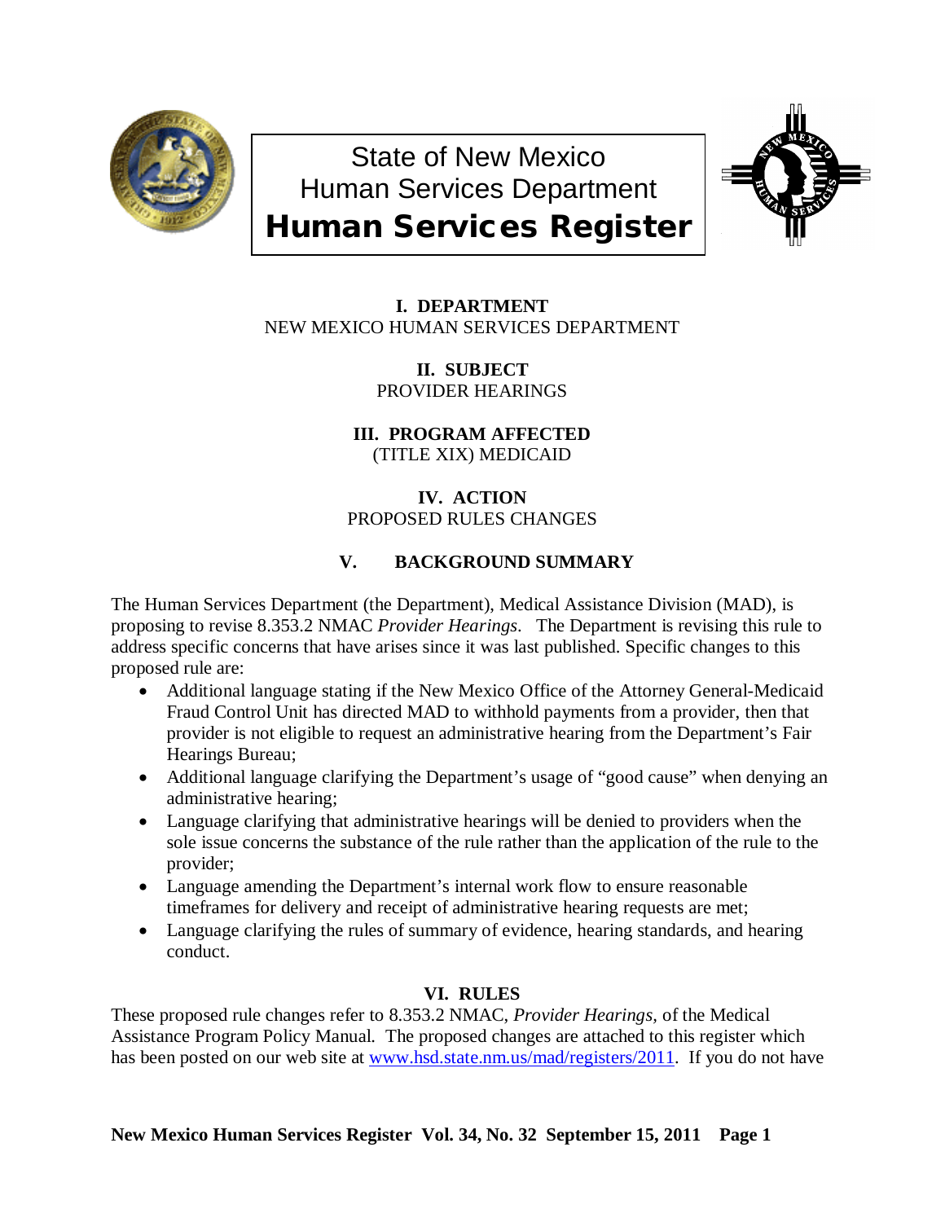# State of New Mexico
# Human Services Department
# Human Services Register

**I. DEPARTMENT**
NEW MEXICO HUMAN SERVICES DEPARTMENT

**II. SUBJECT**
PROVIDER HEARINGS

**III. PROGRAM AFFECTED**
(TITLE XIX) MEDICAID

**IV. ACTION**
PROPOSED RULES CHANGES

## V. BACKGROUND SUMMARY

The Human Services Department (the Department), Medical Assistance Division (MAD), is proposing to revise 8.353.2 NMAC *Provider Hearings*. The Department is revising this rule to address specific concerns that have arises since it was last published. Specific changes to this proposed rule are:

- Additional language stating if the New Mexico Office of the Attorney General-Medicaid Fraud Control Unit has directed MAD to withhold payments from a provider, then that provider is not eligible to request an administrative hearing from the Department's Fair Hearings Bureau;
- Additional language clarifying the Department's usage of "good cause" when denying an administrative hearing;
- Language clarifying that administrative hearings will be denied to providers when the sole issue concerns the substance of the rule rather than the application of the rule to the provider;
- Language amending the Department's internal work flow to ensure reasonable timeframes for delivery and receipt of administrative hearing requests are met;
- Language clarifying the rules of summary of evidence, hearing standards, and hearing conduct.

## VI. RULES

These proposed rule changes refer to 8.353.2 NMAC, *Provider Hearings*, of the Medical Assistance Program Policy Manual. The proposed changes are attached to this register which has been posted on our web site at www.hsd.state.nm.us/mad/registers/2011. If you do not have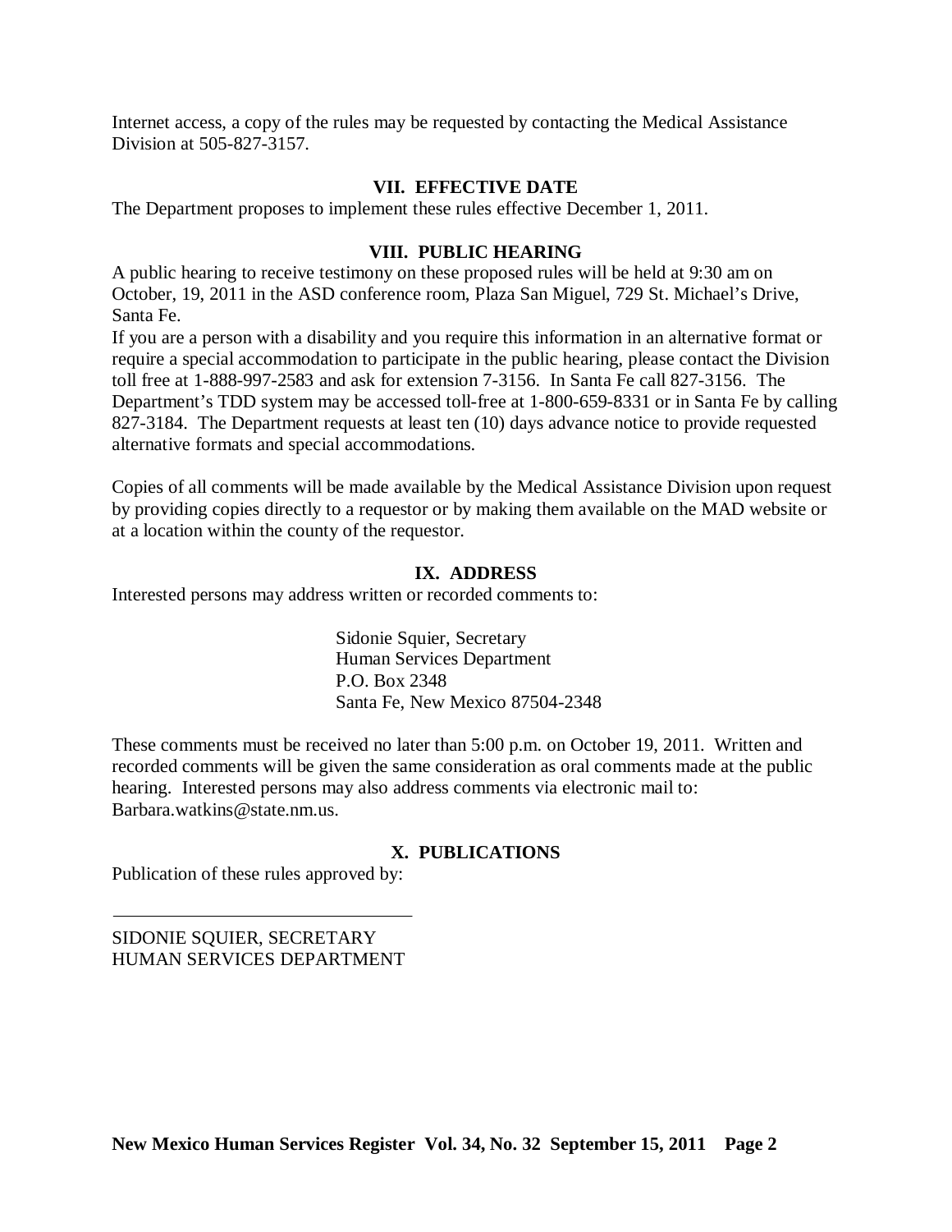Internet access, a copy of the rules may be requested by contacting the Medical Assistance Division at 505-827-3157.

## VII. EFFECTIVE DATE

The Department proposes to implement these rules effective December 1, 2011.

## VIII. PUBLIC HEARING

A public hearing to receive testimony on these proposed rules will be held at 9:30 am on October, 19, 2011 in the ASD conference room, Plaza San Miguel, 729 St. Michael's Drive, Santa Fe.

If you are a person with a disability and you require this information in an alternative format or require a special accommodation to participate in the public hearing, please contact the Division toll free at 1-888-997-2583 and ask for extension 7-3156. In Santa Fe call 827-3156. The Department's TDD system may be accessed toll-free at 1-800-659-8331 or in Santa Fe by calling 827-3184. The Department requests at least ten (10) days advance notice to provide requested alternative formats and special accommodations.

Copies of all comments will be made available by the Medical Assistance Division upon request by providing copies directly to a requestor or by making them available on the MAD website or at a location within the county of the requestor.

## IX. ADDRESS

Interested persons may address written or recorded comments to:

> Sidonie Squier, Secretary
> Human Services Department
> P.O. Box 2348
> Santa Fe, New Mexico 87504-2348

These comments must be received no later than 5:00 p.m. on October 19, 2011. Written and recorded comments will be given the same consideration as oral comments made at the public hearing. Interested persons may also address comments via electronic mail to: Barbara.watkins@state.nm.us.

## X. PUBLICATIONS

Publication of these rules approved by:

\_\_\_\_\_\_\_\_\_\_\_\_\_\_\_\_\_\_\_\_\_\_\_\_\_\_\_\_\_\_\_\_

SIDONIE SQUIER, SECRETARY
HUMAN SERVICES DEPARTMENT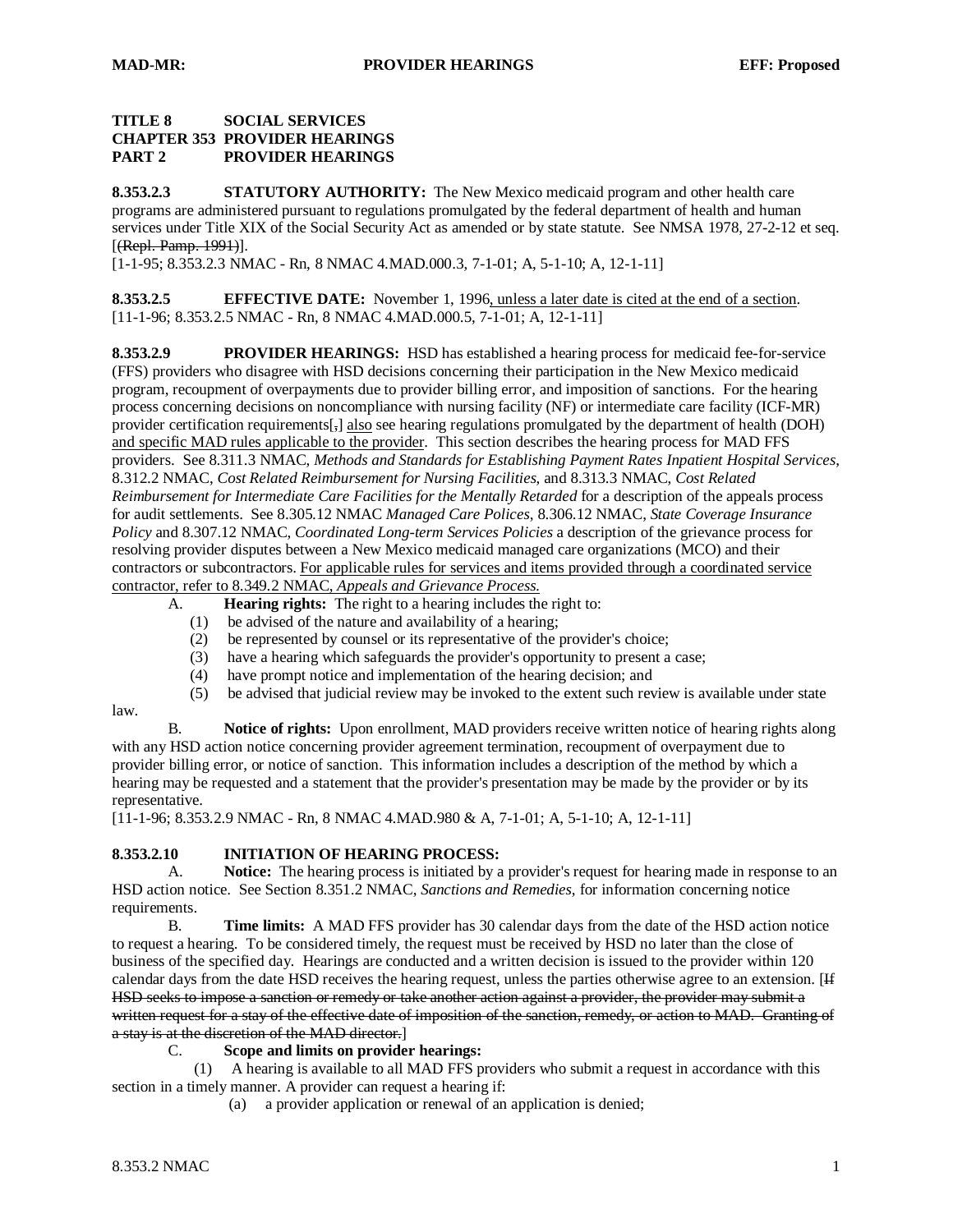**TITLE 8 SOCIAL SERVICES**
**CHAPTER 353 PROVIDER HEARINGS**
**PART 2 PROVIDER HEARINGS**

**8.353.2.3 STATUTORY AUTHORITY:** The New Mexico medicaid program and other health care programs are administered pursuant to regulations promulgated by the federal department of health and human services under Title XIX of the Social Security Act as amended or by state statute. See NMSA 1978, 27-2-12 et seq. [~~(Repl. Pamp. 1991)~~].
[1-1-95; 8.353.2.3 NMAC - Rn, 8 NMAC 4.MAD.000.3, 7-1-01; A, 5-1-10; A, 12-1-11]

**8.353.2.5 EFFECTIVE DATE:** November 1, 1996, unless a later date is cited at the end of a section.
[11-1-96; 8.353.2.5 NMAC - Rn, 8 NMAC 4.MAD.000.5, 7-1-01; A, 12-1-11]

**8.353.2.9 PROVIDER HEARINGS:** HSD has established a hearing process for medicaid fee-for-service (FFS) providers who disagree with HSD decisions concerning their participation in the New Mexico medicaid program, recoupment of overpayments due to provider billing error, and imposition of sanctions. For the hearing process concerning decisions on noncompliance with nursing facility (NF) or intermediate care facility (ICF-MR) provider certification requirements[~~,~~] also see hearing regulations promulgated by the department of health (DOH) and specific MAD rules applicable to the provider. This section describes the hearing process for MAD FFS providers. See 8.311.3 NMAC, *Methods and Standards for Establishing Payment Rates Inpatient Hospital Services*, 8.312.2 NMAC, *Cost Related Reimbursement for Nursing Facilities*, and 8.313.3 NMAC, *Cost Related Reimbursement for Intermediate Care Facilities for the Mentally Retarded* for a description of the appeals process for audit settlements. See 8.305.12 NMAC *Managed Care Polices*, 8.306.12 NMAC, *State Coverage Insurance Policy* and 8.307.12 NMAC, *Coordinated Long-term Services Policies* a description of the grievance process for resolving provider disputes between a New Mexico medicaid managed care organizations (MCO) and their contractors or subcontractors. For applicable rules for services and items provided through a coordinated service contractor, refer to 8.349.2 NMAC, *Appeals and Grievance Process.*

A. **Hearing rights:** The right to a hearing includes the right to:
  (1) be advised of the nature and availability of a hearing;
  (2) be represented by counsel or its representative of the provider's choice;
  (3) have a hearing which safeguards the provider's opportunity to present a case;
  (4) have prompt notice and implementation of the hearing decision; and
  (5) be advised that judicial review may be invoked to the extent such review is available under state law.

B. **Notice of rights:** Upon enrollment, MAD providers receive written notice of hearing rights along with any HSD action notice concerning provider agreement termination, recoupment of overpayment due to provider billing error, or notice of sanction. This information includes a description of the method by which a hearing may be requested and a statement that the provider's presentation may be made by the provider or by its representative.
[11-1-96; 8.353.2.9 NMAC - Rn, 8 NMAC 4.MAD.980 & A, 7-1-01; A, 5-1-10; A, 12-1-11]

**8.353.2.10 INITIATION OF HEARING PROCESS:**

A. **Notice:** The hearing process is initiated by a provider's request for hearing made in response to an HSD action notice. See Section 8.351.2 NMAC, *Sanctions and Remedies*, for information concerning notice requirements.

B. **Time limits:** A MAD FFS provider has 30 calendar days from the date of the HSD action notice to request a hearing. To be considered timely, the request must be received by HSD no later than the close of business of the specified day. Hearings are conducted and a written decision is issued to the provider within 120 calendar days from the date HSD receives the hearing request, unless the parties otherwise agree to an extension. [~~If HSD seeks to impose a sanction or remedy or take another action against a provider, the provider may submit a written request for a stay of the effective date of imposition of the sanction, remedy, or action to MAD. Granting of a stay is at the discretion of the MAD director.~~]

C. **Scope and limits on provider hearings:**
  (1) A hearing is available to all MAD FFS providers who submit a request in accordance with this section in a timely manner. A provider can request a hearing if:
    (a) a provider application or renewal of an application is denied;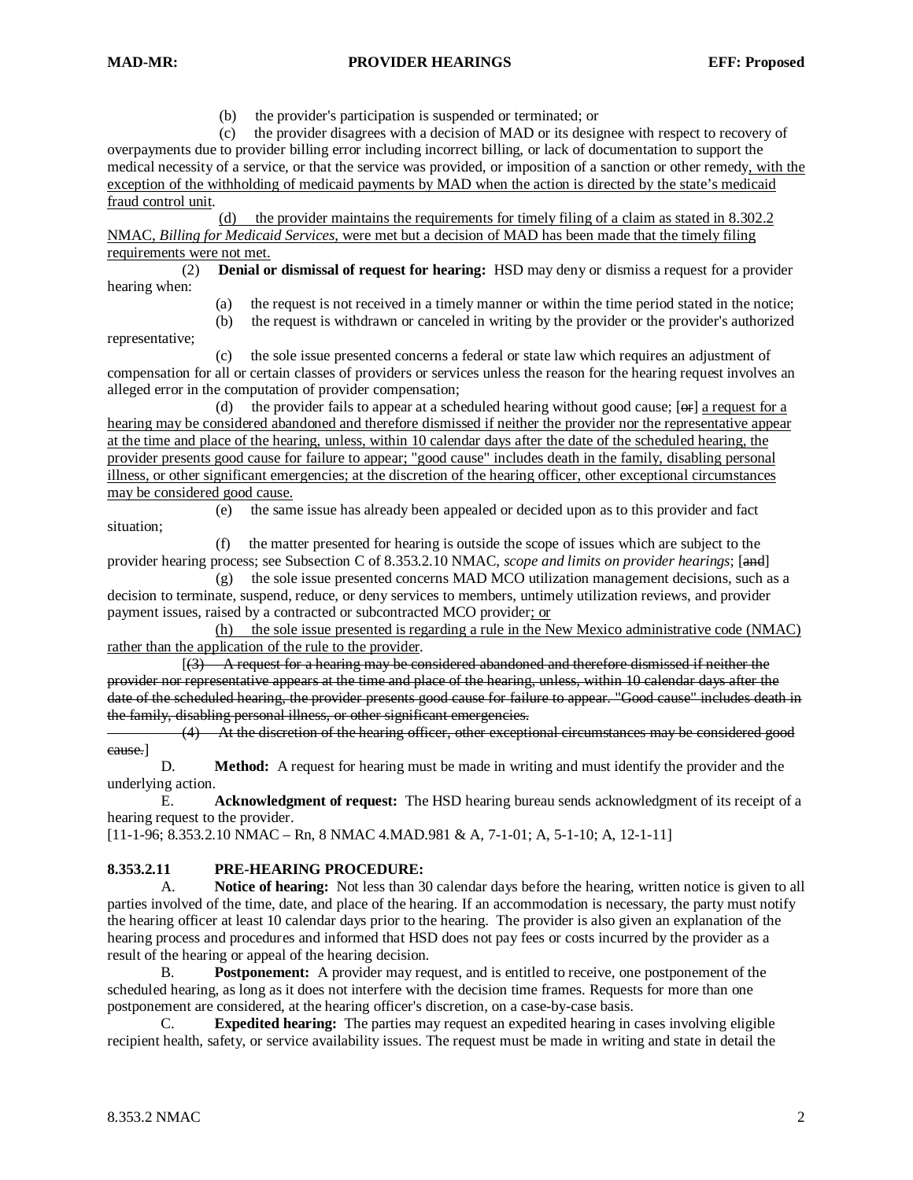(b) the provider's participation is suspended or terminated; or

(c) the provider disagrees with a decision of MAD or its designee with respect to recovery of overpayments due to provider billing error including incorrect billing, or lack of documentation to support the medical necessity of a service, or that the service was provided, or imposition of a sanction or other remedy, with the exception of the withholding of medicaid payments by MAD when the action is directed by the state's medicaid fraud control unit.

(d) the provider maintains the requirements for timely filing of a claim as stated in 8.302.2 NMAC, *Billing for Medicaid Services*, were met but a decision of MAD has been made that the timely filing requirements were not met.

(2) **Denial or dismissal of request for hearing:** HSD may deny or dismiss a request for a provider hearing when:

(a) the request is not received in a timely manner or within the time period stated in the notice;

(b) the request is withdrawn or canceled in writing by the provider or the provider's authorized representative;

(c) the sole issue presented concerns a federal or state law which requires an adjustment of compensation for all or certain classes of providers or services unless the reason for the hearing request involves an alleged error in the computation of provider compensation;

(d) the provider fails to appear at a scheduled hearing without good cause; [~~or~~] a request for a hearing may be considered abandoned and therefore dismissed if neither the provider nor the representative appear at the time and place of the hearing, unless, within 10 calendar days after the date of the scheduled hearing, the provider presents good cause for failure to appear; "good cause" includes death in the family, disabling personal illness, or other significant emergencies; at the discretion of the hearing officer, other exceptional circumstances may be considered good cause.

(e) the same issue has already been appealed or decided upon as to this provider and fact situation;

(f) the matter presented for hearing is outside the scope of issues which are subject to the provider hearing process; see Subsection C of 8.353.2.10 NMAC, *scope and limits on provider hearings*; [~~and~~]

(g) the sole issue presented concerns MAD MCO utilization management decisions, such as a decision to terminate, suspend, reduce, or deny services to members, untimely utilization reviews, and provider payment issues, raised by a contracted or subcontracted MCO provider; or

(h) the sole issue presented is regarding a rule in the New Mexico administrative code (NMAC) rather than the application of the rule to the provider.

[~~(3) A request for a hearing may be considered abandoned and therefore dismissed if neither the provider nor representative appears at the time and place of the hearing, unless, within 10 calendar days after the date of the scheduled hearing, the provider presents good cause for failure to appear. "Good cause" includes death in the family, disabling personal illness, or other significant emergencies.~~

~~(4) At the discretion of the hearing officer, other exceptional circumstances may be considered good cause.~~]

D. **Method:** A request for hearing must be made in writing and must identify the provider and the underlying action.

E. **Acknowledgment of request:** The HSD hearing bureau sends acknowledgment of its receipt of a hearing request to the provider.

[11-1-96; 8.353.2.10 NMAC – Rn, 8 NMAC 4.MAD.981 & A, 7-1-01; A, 5-1-10; A, 12-1-11]

**8.353.2.11 PRE-HEARING PROCEDURE:**

A. **Notice of hearing:** Not less than 30 calendar days before the hearing, written notice is given to all parties involved of the time, date, and place of the hearing. If an accommodation is necessary, the party must notify the hearing officer at least 10 calendar days prior to the hearing. The provider is also given an explanation of the hearing process and procedures and informed that HSD does not pay fees or costs incurred by the provider as a result of the hearing or appeal of the hearing decision.

B. **Postponement:** A provider may request, and is entitled to receive, one postponement of the scheduled hearing, as long as it does not interfere with the decision time frames. Requests for more than one postponement are considered, at the hearing officer's discretion, on a case-by-case basis.

C. **Expedited hearing:** The parties may request an expedited hearing in cases involving eligible recipient health, safety, or service availability issues. The request must be made in writing and state in detail the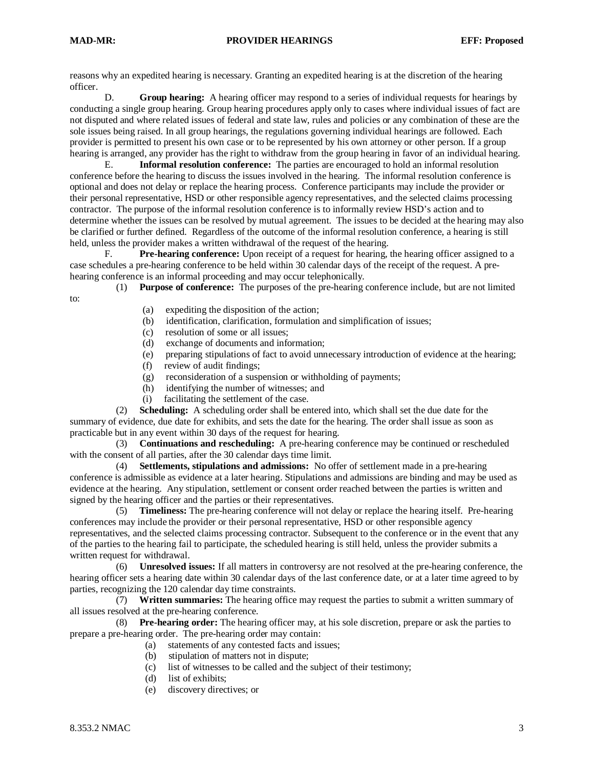reasons why an expedited hearing is necessary. Granting an expedited hearing is at the discretion of the hearing officer.

D. **Group hearing:** A hearing officer may respond to a series of individual requests for hearings by conducting a single group hearing. Group hearing procedures apply only to cases where individual issues of fact are not disputed and where related issues of federal and state law, rules and policies or any combination of these are the sole issues being raised. In all group hearings, the regulations governing individual hearings are followed. Each provider is permitted to present his own case or to be represented by his own attorney or other person. If a group hearing is arranged, any provider has the right to withdraw from the group hearing in favor of an individual hearing.

E. **Informal resolution conference:** The parties are encouraged to hold an informal resolution conference before the hearing to discuss the issues involved in the hearing. The informal resolution conference is optional and does not delay or replace the hearing process. Conference participants may include the provider or their personal representative, HSD or other responsible agency representatives, and the selected claims processing contractor. The purpose of the informal resolution conference is to informally review HSD's action and to determine whether the issues can be resolved by mutual agreement. The issues to be decided at the hearing may also be clarified or further defined. Regardless of the outcome of the informal resolution conference, a hearing is still held, unless the provider makes a written withdrawal of the request of the hearing.

F. **Pre-hearing conference:** Upon receipt of a request for hearing, the hearing officer assigned to a case schedules a pre-hearing conference to be held within 30 calendar days of the receipt of the request. A pre-hearing conference is an informal proceeding and may occur telephonically.

(1) **Purpose of conference:** The purposes of the pre-hearing conference include, but are not limited to:

(a) expediting the disposition of the action;
(b) identification, clarification, formulation and simplification of issues;
(c) resolution of some or all issues;
(d) exchange of documents and information;
(e) preparing stipulations of fact to avoid unnecessary introduction of evidence at the hearing;
(f) review of audit findings;
(g) reconsideration of a suspension or withholding of payments;
(h) identifying the number of witnesses; and
(i) facilitating the settlement of the case.

(2) **Scheduling:** A scheduling order shall be entered into, which shall set the due date for the summary of evidence, due date for exhibits, and sets the date for the hearing. The order shall issue as soon as practicable but in any event within 30 days of the request for hearing.

(3) **Continuations and rescheduling:** A pre-hearing conference may be continued or rescheduled with the consent of all parties, after the 30 calendar days time limit.

(4) **Settlements, stipulations and admissions:** No offer of settlement made in a pre-hearing conference is admissible as evidence at a later hearing. Stipulations and admissions are binding and may be used as evidence at the hearing. Any stipulation, settlement or consent order reached between the parties is written and signed by the hearing officer and the parties or their representatives.

(5) **Timeliness:** The pre-hearing conference will not delay or replace the hearing itself. Pre-hearing conferences may include the provider or their personal representative, HSD or other responsible agency representatives, and the selected claims processing contractor. Subsequent to the conference or in the event that any of the parties to the hearing fail to participate, the scheduled hearing is still held, unless the provider submits a written request for withdrawal.

(6) **Unresolved issues:** If all matters in controversy are not resolved at the pre-hearing conference, the hearing officer sets a hearing date within 30 calendar days of the last conference date, or at a later time agreed to by parties, recognizing the 120 calendar day time constraints.

(7) **Written summaries:** The hearing office may request the parties to submit a written summary of all issues resolved at the pre-hearing conference.

(8) **Pre-hearing order:** The hearing officer may, at his sole discretion, prepare or ask the parties to prepare a pre-hearing order. The pre-hearing order may contain:

(a) statements of any contested facts and issues;
(b) stipulation of matters not in dispute;
(c) list of witnesses to be called and the subject of their testimony;
(d) list of exhibits;
(e) discovery directives; or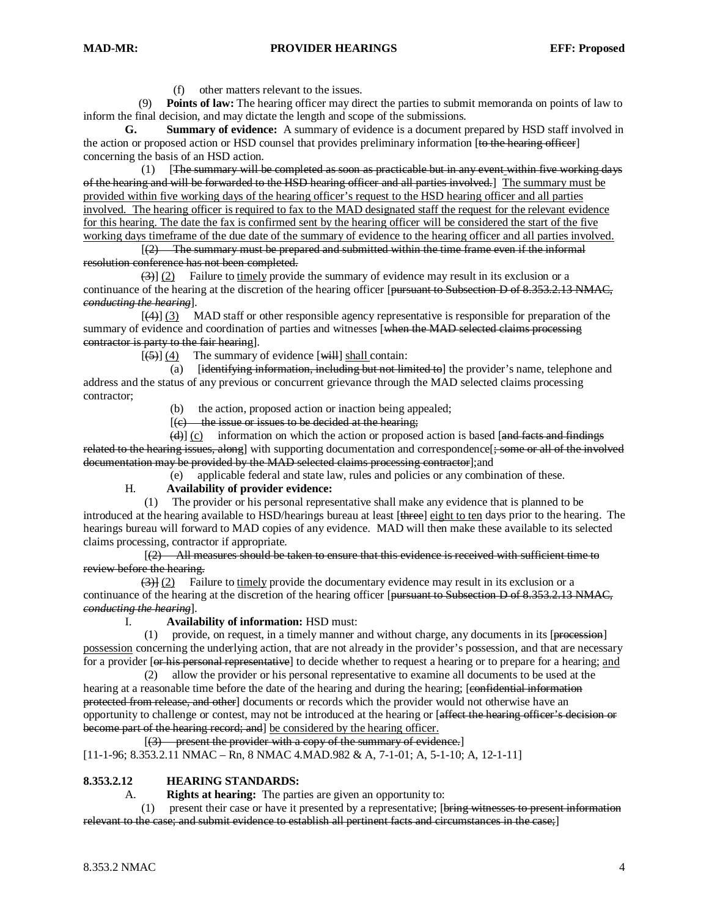(f) other matters relevant to the issues.

(9) **Points of law:** The hearing officer may direct the parties to submit memoranda on points of law to inform the final decision, and may dictate the length and scope of the submissions.

**G. Summary of evidence:** A summary of evidence is a document prepared by HSD staff involved in the action or proposed action or HSD counsel that provides preliminary information [~~to the hearing officer~~] concerning the basis of an HSD action.

(1) [~~The summary will be completed as soon as practicable but in any event within five working days of the hearing and will be forwarded to the HSD hearing officer and all parties involved.~~] <u>The summary must be provided within five working days of the hearing officer's request to the HSD hearing officer and all parties involved. The hearing officer is required to fax to the MAD designated staff the request for the relevant evidence for this hearing. The date the fax is confirmed sent by the hearing officer will be considered the start of the five working days timeframe of the due date of the summary of evidence to the hearing officer and all parties involved.</u>

[~~(2) The summary must be prepared and submitted within the time frame even if the informal resolution conference has not been completed.~~

~~(3)~~] <u>(2)</u> Failure to <u>timely</u> provide the summary of evidence may result in its exclusion or a continuance of the hearing at the discretion of the hearing officer [~~pursuant to Subsection D of 8.353.2.13 NMAC, *conducting the hearing*~~].

[~~(4)~~] <u>(3)</u> MAD staff or other responsible agency representative is responsible for preparation of the summary of evidence and coordination of parties and witnesses [~~when the MAD selected claims processing contractor is party to the fair hearing~~].

[~~(5)~~] <u>(4)</u> The summary of evidence [~~will~~] <u>shall</u> contain:

(a) [~~identifying information, including but not limited to~~] the provider's name, telephone and address and the status of any previous or concurrent grievance through the MAD selected claims processing contractor;

(b) the action, proposed action or inaction being appealed;

[~~(c) the issue or issues to be decided at the hearing;~~

~~(d)~~] <u>(c)</u> information on which the action or proposed action is based [~~and facts and findings related to the hearing issues, along~~] with supporting documentation and correspondence[~~; some or all of the involved documentation may be provided by the MAD selected claims processing contractor~~];and

(e) applicable federal and state law, rules and policies or any combination of these.

**H. Availability of provider evidence:**

(1) The provider or his personal representative shall make any evidence that is planned to be introduced at the hearing available to HSD/hearings bureau at least [~~three~~] <u>eight to ten</u> days prior to the hearing. The hearings bureau will forward to MAD copies of any evidence. MAD will then make these available to its selected claims processing, contractor if appropriate.

[~~(2) All measures should be taken to ensure that this evidence is received with sufficient time to review before the hearing.~~

~~(3)~~] <u>(2)</u> Failure to <u>timely</u> provide the documentary evidence may result in its exclusion or a continuance of the hearing at the discretion of the hearing officer [~~pursuant to Subsection D of 8.353.2.13 NMAC, *conducting the hearing*~~].

**I. Availability of information:** HSD must:

(1) provide, on request, in a timely manner and without charge, any documents in its [~~procession~~] <u>possession</u> concerning the underlying action, that are not already in the provider's possession, and that are necessary for a provider [~~or his personal representative~~] to decide whether to request a hearing or to prepare for a hearing; <u>and</u>

(2) allow the provider or his personal representative to examine all documents to be used at the hearing at a reasonable time before the date of the hearing and during the hearing; [~~confidential information protected from release, and other~~] documents or records which the provider would not otherwise have an opportunity to challenge or contest, may not be introduced at the hearing or [~~affect the hearing officer's decision or become part of the hearing record; and~~] <u>be considered by the hearing officer.</u>

[~~(3) present the provider with a copy of the summary of evidence.~~]

[11-1-96; 8.353.2.11 NMAC – Rn, 8 NMAC 4.MAD.982 & A, 7-1-01; A, 5-1-10; A, 12-1-11]

**8.353.2.12 HEARING STANDARDS:**

**A. Rights at hearing:** The parties are given an opportunity to:

(1) present their case or have it presented by a representative; [~~bring witnesses to present information relevant to the case; and submit evidence to establish all pertinent facts and circumstances in the case;~~]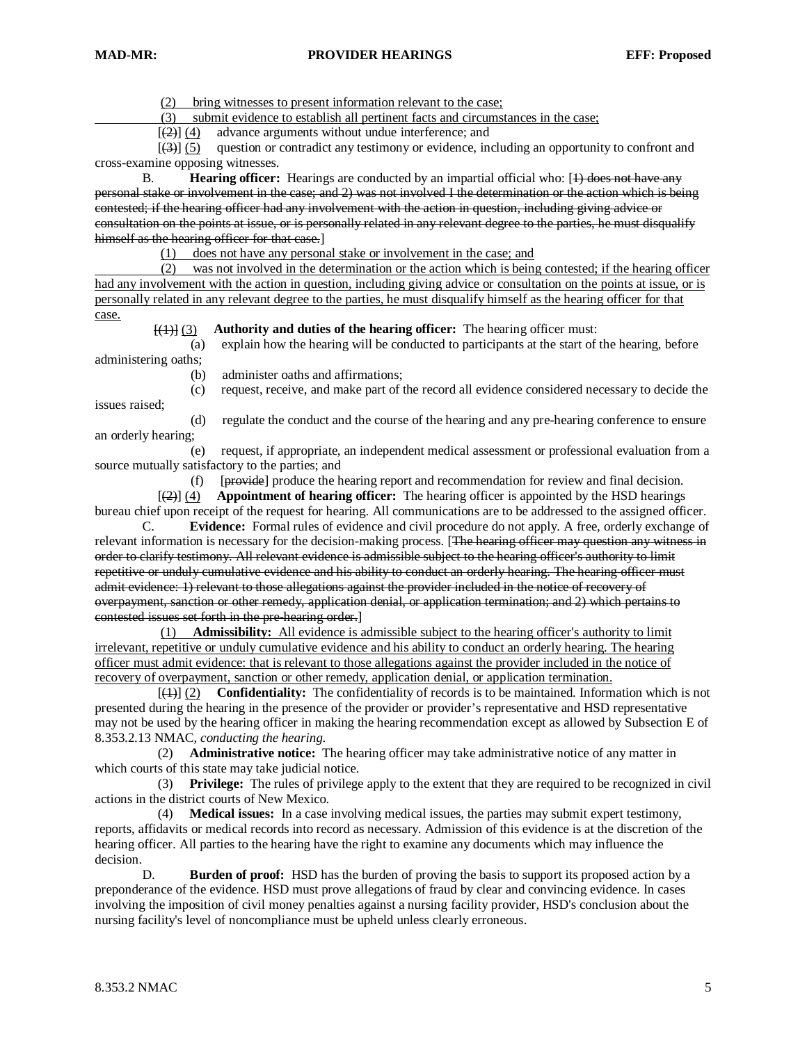(2) bring witnesses to present information relevant to the case;

(3) submit evidence to establish all pertinent facts and circumstances in the case;

[(2)] (4) advance arguments without undue interference; and

[(3)] (5) question or contradict any testimony or evidence, including an opportunity to confront and cross-examine opposing witnesses.

B. **Hearing officer:** Hearings are conducted by an impartial official who: [~~1) does not have any personal stake or involvement in the case; and 2) was not involved I the determination or the action which is being contested; if the hearing officer had any involvement with the action in question, including giving advice or consultation on the points at issue, or is personally related in any relevant degree to the parties, he must disqualify himself as the hearing officer for that case.~~]

(1) does not have any personal stake or involvement in the case; and

(2) was not involved in the determination or the action which is being contested; if the hearing officer had any involvement with the action in question, including giving advice or consultation on the points at issue, or is personally related in any relevant degree to the parties, he must disqualify himself as the hearing officer for that case.

[~~(1)~~] (3) **Authority and duties of the hearing officer:** The hearing officer must:

(a) explain how the hearing will be conducted to participants at the start of the hearing, before administering oaths;

(b) administer oaths and affirmations;

(c) request, receive, and make part of the record all evidence considered necessary to decide the issues raised;

(d) regulate the conduct and the course of the hearing and any pre-hearing conference to ensure an orderly hearing;

(e) request, if appropriate, an independent medical assessment or professional evaluation from a source mutually satisfactory to the parties; and

(f) [~~provide~~] produce the hearing report and recommendation for review and final decision.

[(2)] (4) **Appointment of hearing officer:** The hearing officer is appointed by the HSD hearings bureau chief upon receipt of the request for hearing. All communications are to be addressed to the assigned officer.

C. **Evidence:** Formal rules of evidence and civil procedure do not apply. A free, orderly exchange of relevant information is necessary for the decision-making process. [~~The hearing officer may question any witness in order to clarify testimony. All relevant evidence is admissible subject to the hearing officer's authority to limit repetitive or unduly cumulative evidence and his ability to conduct an orderly hearing. The hearing officer must admit evidence: 1) relevant to those allegations against the provider included in the notice of recovery of overpayment, sanction or other remedy, application denial, or application termination; and 2) which pertains to contested issues set forth in the pre-hearing order.~~]

(1) **Admissibility:** All evidence is admissible subject to the hearing officer's authority to limit irrelevant, repetitive or unduly cumulative evidence and his ability to conduct an orderly hearing. The hearing officer must admit evidence: that is relevant to those allegations against the provider included in the notice of recovery of overpayment, sanction or other remedy, application denial, or application termination.

[~~(1)~~] (2) **Confidentiality:** The confidentiality of records is to be maintained. Information which is not presented during the hearing in the presence of the provider or provider's representative and HSD representative may not be used by the hearing officer in making the hearing recommendation except as allowed by Subsection E of 8.353.2.13 NMAC, *conducting the hearing.*

(2) **Administrative notice:** The hearing officer may take administrative notice of any matter in which courts of this state may take judicial notice.

(3) **Privilege:** The rules of privilege apply to the extent that they are required to be recognized in civil actions in the district courts of New Mexico.

(4) **Medical issues:** In a case involving medical issues, the parties may submit expert testimony, reports, affidavits or medical records into record as necessary. Admission of this evidence is at the discretion of the hearing officer. All parties to the hearing have the right to examine any documents which may influence the decision.

D. **Burden of proof:** HSD has the burden of proving the basis to support its proposed action by a preponderance of the evidence. HSD must prove allegations of fraud by clear and convincing evidence. In cases involving the imposition of civil money penalties against a nursing facility provider, HSD's conclusion about the nursing facility's level of noncompliance must be upheld unless clearly erroneous.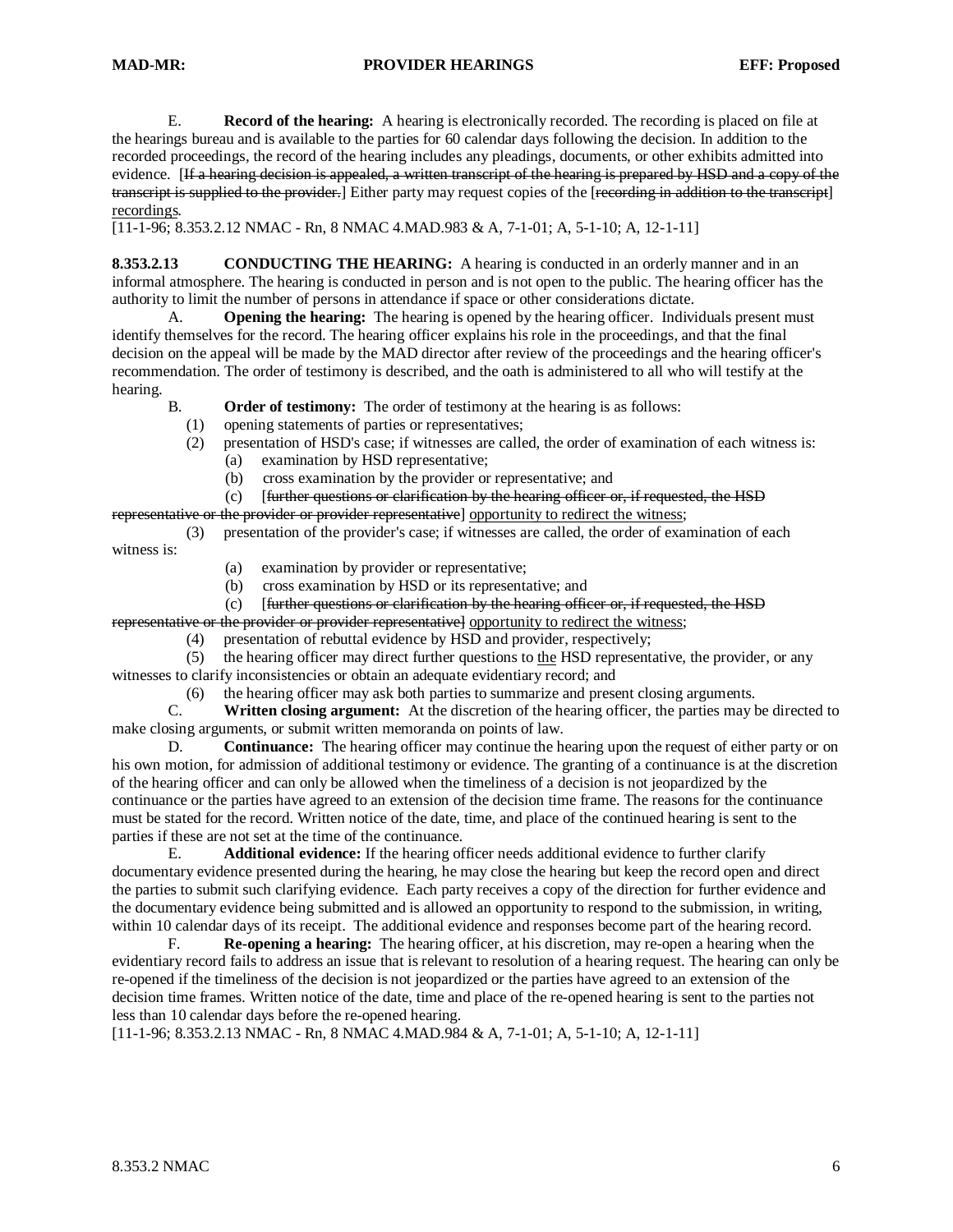E. **Record of the hearing:** A hearing is electronically recorded. The recording is placed on file at the hearings bureau and is available to the parties for 60 calendar days following the decision. In addition to the recorded proceedings, the record of the hearing includes any pleadings, documents, or other exhibits admitted into evidence. [~~If a hearing decision is appealed, a written transcript of the hearing is prepared by HSD and a copy of the transcript is supplied to the provider.~~] Either party may request copies of the [~~recording in addition to the transcript~~] <u>recordings</u>.
[11-1-96; 8.353.2.12 NMAC - Rn, 8 NMAC 4.MAD.983 & A, 7-1-01; A, 5-1-10; A, 12-1-11]

**8.353.2.13 CONDUCTING THE HEARING:** A hearing is conducted in an orderly manner and in an informal atmosphere. The hearing is conducted in person and is not open to the public. The hearing officer has the authority to limit the number of persons in attendance if space or other considerations dictate.

A. **Opening the hearing:** The hearing is opened by the hearing officer. Individuals present must identify themselves for the record. The hearing officer explains his role in the proceedings, and that the final decision on the appeal will be made by the MAD director after review of the proceedings and the hearing officer's recommendation. The order of testimony is described, and the oath is administered to all who will testify at the hearing.

B. **Order of testimony:** The order of testimony at the hearing is as follows:

(1) opening statements of parties or representatives;

(2) presentation of HSD's case; if witnesses are called, the order of examination of each witness is:

(a) examination by HSD representative;

(b) cross examination by the provider or representative; and

(c) [~~further questions or clarification by the hearing officer or, if requested, the HSD representative or the provider or provider representative~~] <u>opportunity to redirect the witness</u>;

(3) presentation of the provider's case; if witnesses are called, the order of examination of each witness is:

(a) examination by provider or representative;

(b) cross examination by HSD or its representative; and

(c) [~~further questions or clarification by the hearing officer or, if requested, the HSD representative or the provider or provider representative~~] <u>opportunity to redirect the witness</u>;

(4) presentation of rebuttal evidence by HSD and provider, respectively;

(5) the hearing officer may direct further questions to <u>the</u> HSD representative, the provider, or any witnesses to clarify inconsistencies or obtain an adequate evidentiary record; and

(6) the hearing officer may ask both parties to summarize and present closing arguments.

C. **Written closing argument:** At the discretion of the hearing officer, the parties may be directed to make closing arguments, or submit written memoranda on points of law.

D. **Continuance:** The hearing officer may continue the hearing upon the request of either party or on his own motion, for admission of additional testimony or evidence. The granting of a continuance is at the discretion of the hearing officer and can only be allowed when the timeliness of a decision is not jeopardized by the continuance or the parties have agreed to an extension of the decision time frame. The reasons for the continuance must be stated for the record. Written notice of the date, time, and place of the continued hearing is sent to the parties if these are not set at the time of the continuance.

E. **Additional evidence:** If the hearing officer needs additional evidence to further clarify documentary evidence presented during the hearing, he may close the hearing but keep the record open and direct the parties to submit such clarifying evidence. Each party receives a copy of the direction for further evidence and the documentary evidence being submitted and is allowed an opportunity to respond to the submission, in writing, within 10 calendar days of its receipt. The additional evidence and responses become part of the hearing record.

F. **Re-opening a hearing:** The hearing officer, at his discretion, may re-open a hearing when the evidentiary record fails to address an issue that is relevant to resolution of a hearing request. The hearing can only be re-opened if the timeliness of the decision is not jeopardized or the parties have agreed to an extension of the decision time frames. Written notice of the date, time and place of the re-opened hearing is sent to the parties not less than 10 calendar days before the re-opened hearing.
[11-1-96; 8.353.2.13 NMAC - Rn, 8 NMAC 4.MAD.984 & A, 7-1-01; A, 5-1-10; A, 12-1-11]